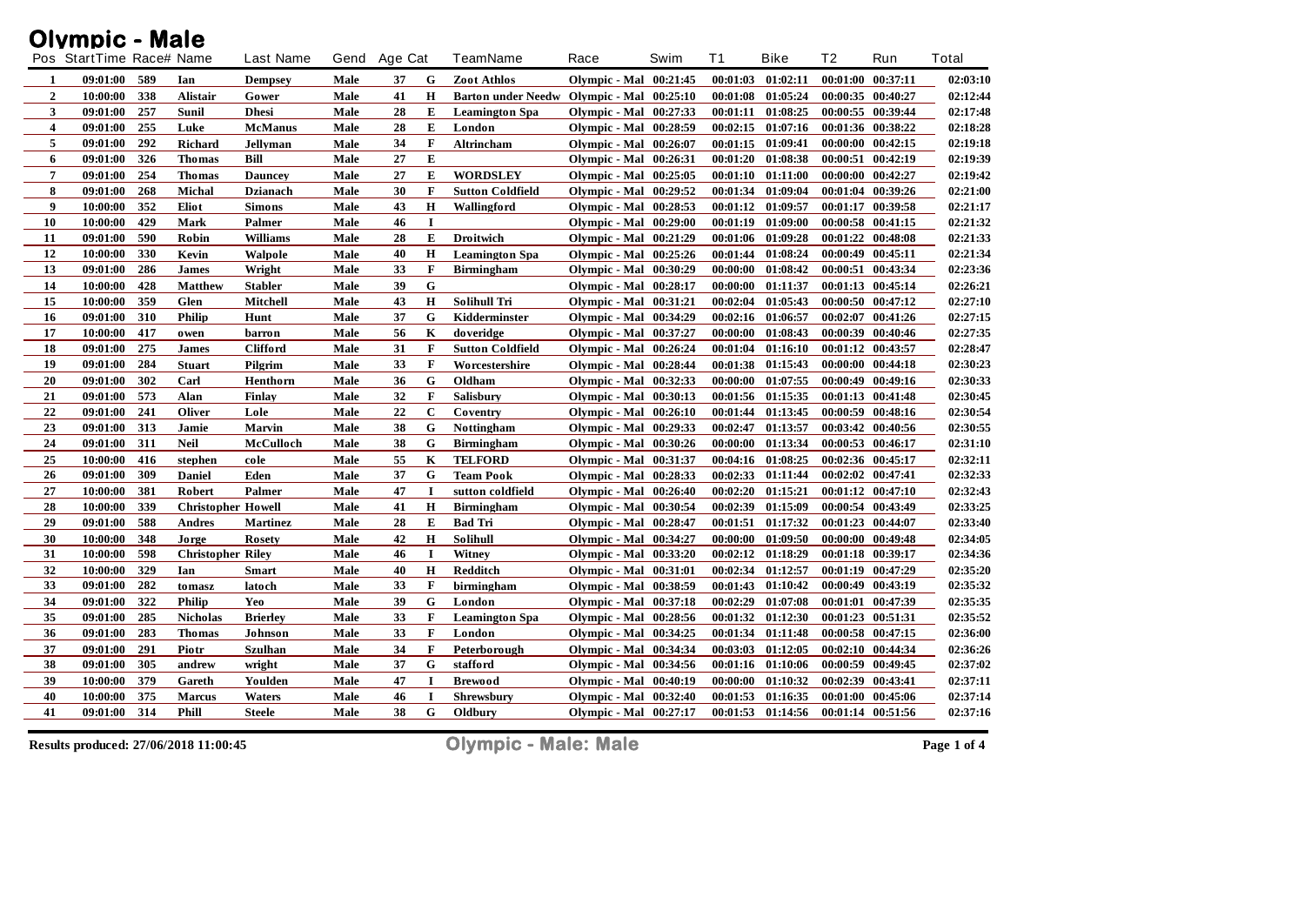# Olympic - Male

| Pos | StartTime | Race# | Name | Last Name | Gend | Age | Cat | TeamName | Race | Swim | T1 | Bike | T2 | Run | Total |
|---|---|---|---|---|---|---|---|---|---|---|---|---|---|---|---|
| 1 | 09:01:00 | 589 | Ian | Dempsey | Male | 37 | G | Zoot Athlos | Olympic - Mal | 00:21:45 | 00:01:03 | 01:02:11 | 00:01:00 | 00:37:11 | 02:03:10 |
| 2 | 10:00:00 | 338 | Alistair | Gower | Male | 41 | H | Barton under Needw | Olympic - Mal | 00:25:10 | 00:01:08 | 01:05:24 | 00:00:35 | 00:40:27 | 02:12:44 |
| 3 | 09:01:00 | 257 | Sunil | Dhesi | Male | 28 | E | Leamington Spa | Olympic - Mal | 00:27:33 | 00:01:11 | 01:08:25 | 00:00:55 | 00:39:44 | 02:17:48 |
| 4 | 09:01:00 | 255 | Luke | McManus | Male | 28 | E | London | Olympic - Mal | 00:28:59 | 00:02:15 | 01:07:16 | 00:01:36 | 00:38:22 | 02:18:28 |
| 5 | 09:01:00 | 292 | Richard | Jellyman | Male | 34 | F | Altrincham | Olympic - Mal | 00:26:07 | 00:01:15 | 01:09:41 | 00:00:00 | 00:42:15 | 02:19:18 |
| 6 | 09:01:00 | 326 | Thomas | Bill | Male | 27 | E | | Olympic - Mal | 00:26:31 | 00:01:20 | 01:08:38 | 00:00:51 | 00:42:19 | 02:19:39 |
| 7 | 09:01:00 | 254 | Thomas | Dauncey | Male | 27 | E | WORDSLEY | Olympic - Mal | 00:25:05 | 00:01:10 | 01:11:00 | 00:00:00 | 00:42:27 | 02:19:42 |
| 8 | 09:01:00 | 268 | Michal | Dzianach | Male | 30 | F | Sutton Coldfield | Olympic - Mal | 00:29:52 | 00:01:34 | 01:09:04 | 00:01:04 | 00:39:26 | 02:21:00 |
| 9 | 10:00:00 | 352 | Eliot | Simons | Male | 43 | H | Wallingford | Olympic - Mal | 00:28:53 | 00:01:12 | 01:09:57 | 00:01:17 | 00:39:58 | 02:21:17 |
| 10 | 10:00:00 | 429 | Mark | Palmer | Male | 46 | I | | Olympic - Mal | 00:29:00 | 00:01:19 | 01:09:00 | 00:00:58 | 00:41:15 | 02:21:32 |
| 11 | 09:01:00 | 590 | Robin | Williams | Male | 28 | E | Droitwich | Olympic - Mal | 00:21:29 | 00:01:06 | 01:09:28 | 00:01:22 | 00:48:08 | 02:21:33 |
| 12 | 10:00:00 | 330 | Kevin | Walpole | Male | 40 | H | Leamington Spa | Olympic - Mal | 00:25:26 | 00:01:44 | 01:08:24 | 00:00:49 | 00:45:11 | 02:21:34 |
| 13 | 09:01:00 | 286 | James | Wright | Male | 33 | F | Birmingham | Olympic - Mal | 00:30:29 | 00:00:00 | 01:08:42 | 00:00:51 | 00:43:34 | 02:23:36 |
| 14 | 10:00:00 | 428 | Matthew | Stabler | Male | 39 | G | | Olympic - Mal | 00:28:17 | 00:00:00 | 01:11:37 | 00:01:13 | 00:45:14 | 02:26:21 |
| 15 | 10:00:00 | 359 | Glen | Mitchell | Male | 43 | H | Solihull Tri | Olympic - Mal | 00:31:21 | 00:02:04 | 01:05:43 | 00:00:50 | 00:47:12 | 02:27:10 |
| 16 | 09:01:00 | 310 | Philip | Hunt | Male | 37 | G | Kidderminster | Olympic - Mal | 00:34:29 | 00:02:16 | 01:06:57 | 00:02:07 | 00:41:26 | 02:27:15 |
| 17 | 10:00:00 | 417 | owen | barron | Male | 56 | K | doveridge | Olympic - Mal | 00:37:27 | 00:00:00 | 01:08:43 | 00:00:39 | 00:40:46 | 02:27:35 |
| 18 | 09:01:00 | 275 | James | Clifford | Male | 31 | F | Sutton Coldfield | Olympic - Mal | 00:26:24 | 00:01:04 | 01:16:10 | 00:01:12 | 00:43:57 | 02:28:47 |
| 19 | 09:01:00 | 284 | Stuart | Pilgrim | Male | 33 | F | Worcestershire | Olympic - Mal | 00:28:44 | 00:01:38 | 01:15:43 | 00:00:00 | 00:44:18 | 02:30:23 |
| 20 | 09:01:00 | 302 | Carl | Henthorn | Male | 36 | G | Oldham | Olympic - Mal | 00:32:33 | 00:00:00 | 01:07:55 | 00:00:49 | 00:49:16 | 02:30:33 |
| 21 | 09:01:00 | 573 | Alan | Finlay | Male | 32 | F | Salisbury | Olympic - Mal | 00:30:13 | 00:01:56 | 01:15:35 | 00:01:13 | 00:41:48 | 02:30:45 |
| 22 | 09:01:00 | 241 | Oliver | Lole | Male | 22 | C | Coventry | Olympic - Mal | 00:26:10 | 00:01:44 | 01:13:45 | 00:00:59 | 00:48:16 | 02:30:54 |
| 23 | 09:01:00 | 313 | Jamie | Marvin | Male | 38 | G | Nottingham | Olympic - Mal | 00:29:33 | 00:02:47 | 01:13:57 | 00:03:42 | 00:40:56 | 02:30:55 |
| 24 | 09:01:00 | 311 | Neil | McCulloch | Male | 38 | G | Birmingham | Olympic - Mal | 00:30:26 | 00:00:00 | 01:13:34 | 00:00:53 | 00:46:17 | 02:31:10 |
| 25 | 10:00:00 | 416 | stephen | cole | Male | 55 | K | TELFORD | Olympic - Mal | 00:31:37 | 00:04:16 | 01:08:25 | 00:02:36 | 00:45:17 | 02:32:11 |
| 26 | 09:01:00 | 309 | Daniel | Eden | Male | 37 | G | Team Pook | Olympic - Mal | 00:28:33 | 00:02:33 | 01:11:44 | 00:02:02 | 00:47:41 | 02:32:33 |
| 27 | 10:00:00 | 381 | Robert | Palmer | Male | 47 | I | sutton coldfield | Olympic - Mal | 00:26:40 | 00:02:20 | 01:15:21 | 00:01:12 | 00:47:10 | 02:32:43 |
| 28 | 10:00:00 | 339 | Christopher | Howell | Male | 41 | H | Birmingham | Olympic - Mal | 00:30:54 | 00:02:39 | 01:15:09 | 00:00:54 | 00:43:49 | 02:33:25 |
| 29 | 09:01:00 | 588 | Andres | Martinez | Male | 28 | E | Bad Tri | Olympic - Mal | 00:28:47 | 00:01:51 | 01:17:32 | 00:01:23 | 00:44:07 | 02:33:40 |
| 30 | 10:00:00 | 348 | Jorge | Rosety | Male | 42 | H | Solihull | Olympic - Mal | 00:34:27 | 00:00:00 | 01:09:50 | 00:00:00 | 00:49:48 | 02:34:05 |
| 31 | 10:00:00 | 598 | Christopher | Riley | Male | 46 | I | Witney | Olympic - Mal | 00:33:20 | 00:02:12 | 01:18:29 | 00:01:18 | 00:39:17 | 02:34:36 |
| 32 | 10:00:00 | 329 | Ian | Smart | Male | 40 | H | Redditch | Olympic - Mal | 00:31:01 | 00:02:34 | 01:12:57 | 00:01:19 | 00:47:29 | 02:35:20 |
| 33 | 09:01:00 | 282 | tomasz | latoch | Male | 33 | F | birmingham | Olympic - Mal | 00:38:59 | 00:01:43 | 01:10:42 | 00:00:49 | 00:43:19 | 02:35:32 |
| 34 | 09:01:00 | 322 | Philip | Yeo | Male | 39 | G | London | Olympic - Mal | 00:37:18 | 00:02:29 | 01:07:08 | 00:01:01 | 00:47:39 | 02:35:35 |
| 35 | 09:01:00 | 285 | Nicholas | Brierley | Male | 33 | F | Leamington Spa | Olympic - Mal | 00:28:56 | 00:01:32 | 01:12:30 | 00:01:23 | 00:51:31 | 02:35:52 |
| 36 | 09:01:00 | 283 | Thomas | Johnson | Male | 33 | F | London | Olympic - Mal | 00:34:25 | 00:01:34 | 01:11:48 | 00:00:58 | 00:47:15 | 02:36:00 |
| 37 | 09:01:00 | 291 | Piotr | Szulhan | Male | 34 | F | Peterborough | Olympic - Mal | 00:34:34 | 00:03:03 | 01:12:05 | 00:02:10 | 00:44:34 | 02:36:26 |
| 38 | 09:01:00 | 305 | andrew | wright | Male | 37 | G | stafford | Olympic - Mal | 00:34:56 | 00:01:16 | 01:10:06 | 00:00:59 | 00:49:45 | 02:37:02 |
| 39 | 10:00:00 | 379 | Gareth | Youlden | Male | 47 | I | Brewood | Olympic - Mal | 00:40:19 | 00:00:00 | 01:10:32 | 00:02:39 | 00:43:41 | 02:37:11 |
| 40 | 10:00:00 | 375 | Marcus | Waters | Male | 46 | I | Shrewsbury | Olympic - Mal | 00:32:40 | 00:01:53 | 01:16:35 | 00:01:00 | 00:45:06 | 02:37:14 |
| 41 | 09:01:00 | 314 | Phill | Steele | Male | 38 | G | Oldbury | Olympic - Mal | 00:27:17 | 00:01:53 | 01:14:56 | 00:01:14 | 00:51:56 | 02:37:16 |

Results produced: 27/06/2018 11:00:45

Olympic - Male: Male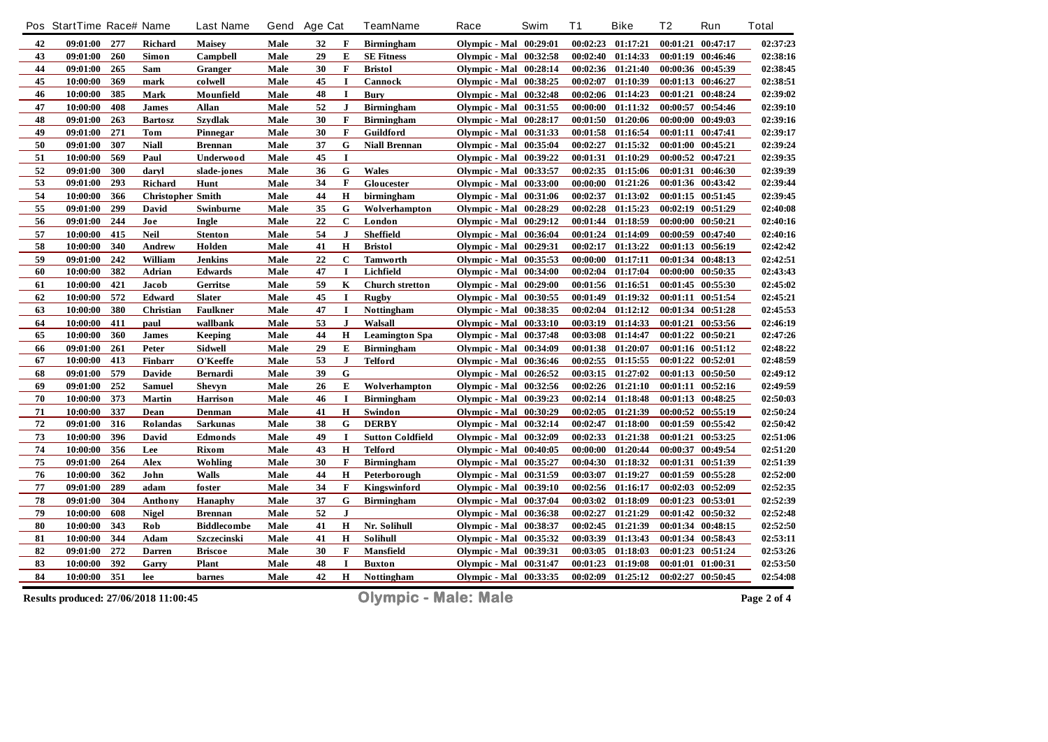| Pos | StartTime | Race# | Name | Last Name | Gend | Age | Cat | TeamName | Race | Swim | T1 | Bike | T2 | Run | Total |
|---|---|---|---|---|---|---|---|---|---|---|---|---|---|---|---|
| 42 | 09:01:00 | 277 | Richard | Maisey | Male | 32 | F | Birmingham | Olympic - Mal | 00:29:01 | 00:02:23 | 01:17:21 | 00:01:21 | 00:47:17 | 02:37:23 |
| 43 | 09:01:00 | 260 | Simon | Campbell | Male | 29 | E | SE Fitness | Olympic - Mal | 00:32:58 | 00:02:40 | 01:14:33 | 00:01:19 | 00:46:46 | 02:38:16 |
| 44 | 09:01:00 | 265 | Sam | Granger | Male | 30 | F | Bristol | Olympic - Mal | 00:28:14 | 00:02:36 | 01:21:40 | 00:00:36 | 00:45:39 | 02:38:45 |
| 45 | 10:00:00 | 369 | mark | colwell | Male | 45 | I | Cannock | Olympic - Mal | 00:38:25 | 00:02:07 | 01:10:39 | 00:01:13 | 00:46:27 | 02:38:51 |
| 46 | 10:00:00 | 385 | Mark | Mounfield | Male | 48 | I | Bury | Olympic - Mal | 00:32:48 | 00:02:06 | 01:14:23 | 00:01:21 | 00:48:24 | 02:39:02 |
| 47 | 10:00:00 | 408 | James | Allan | Male | 52 | J | Birmingham | Olympic - Mal | 00:31:55 | 00:00:00 | 01:11:32 | 00:00:57 | 00:54:46 | 02:39:10 |
| 48 | 09:01:00 | 263 | Bartosz | Szydlak | Male | 30 | F | Birmingham | Olympic - Mal | 00:28:17 | 00:01:50 | 01:20:06 | 00:00:00 | 00:49:03 | 02:39:16 |
| 49 | 09:01:00 | 271 | Tom | Pinnegar | Male | 30 | F | Guildford | Olympic - Mal | 00:31:33 | 00:01:58 | 01:16:54 | 00:01:11 | 00:47:41 | 02:39:17 |
| 50 | 09:01:00 | 307 | Niall | Brennan | Male | 37 | G | Niall Brennan | Olympic - Mal | 00:35:04 | 00:02:27 | 01:15:32 | 00:01:00 | 00:45:21 | 02:39:24 |
| 51 | 10:00:00 | 569 | Paul | Underwood | Male | 45 | I | | Olympic - Mal | 00:39:22 | 00:01:31 | 01:10:29 | 00:00:52 | 00:47:21 | 02:39:35 |
| 52 | 09:01:00 | 300 | daryl | slade-jones | Male | 36 | G | Wales | Olympic - Mal | 00:33:57 | 00:02:35 | 01:15:06 | 00:01:31 | 00:46:30 | 02:39:39 |
| 53 | 09:01:00 | 293 | Richard | Hunt | Male | 34 | F | Gloucester | Olympic - Mal | 00:33:00 | 00:00:00 | 01:21:26 | 00:01:36 | 00:43:42 | 02:39:44 |
| 54 | 10:00:00 | 366 | Christopher | Smith | Male | 44 | H | birmingham | Olympic - Mal | 00:31:06 | 00:02:37 | 01:13:02 | 00:01:15 | 00:51:45 | 02:39:45 |
| 55 | 09:01:00 | 299 | David | Swinburne | Male | 35 | G | Wolverhampton | Olympic - Mal | 00:28:29 | 00:02:28 | 01:15:23 | 00:02:19 | 00:51:29 | 02:40:08 |
| 56 | 09:01:00 | 244 | Joe | Ingle | Male | 22 | C | London | Olympic - Mal | 00:29:12 | 00:01:44 | 01:18:59 | 00:00:00 | 00:50:21 | 02:40:16 |
| 57 | 10:00:00 | 415 | Neil | Stenton | Male | 54 | J | Sheffield | Olympic - Mal | 00:36:04 | 00:01:24 | 01:14:09 | 00:00:59 | 00:47:40 | 02:40:16 |
| 58 | 10:00:00 | 340 | Andrew | Holden | Male | 41 | H | Bristol | Olympic - Mal | 00:29:31 | 00:02:17 | 01:13:22 | 00:01:13 | 00:56:19 | 02:42:42 |
| 59 | 09:01:00 | 242 | William | Jenkins | Male | 22 | C | Tamworth | Olympic - Mal | 00:35:53 | 00:00:00 | 01:17:11 | 00:01:34 | 00:48:13 | 02:42:51 |
| 60 | 10:00:00 | 382 | Adrian | Edwards | Male | 47 | I | Lichfield | Olympic - Mal | 00:34:00 | 00:02:04 | 01:17:04 | 00:00:00 | 00:50:35 | 02:43:43 |
| 61 | 10:00:00 | 421 | Jacob | Gerritse | Male | 59 | K | Church stretton | Olympic - Mal | 00:29:00 | 00:01:56 | 01:16:51 | 00:01:45 | 00:55:30 | 02:45:02 |
| 62 | 10:00:00 | 572 | Edward | Slater | Male | 45 | I | Rugby | Olympic - Mal | 00:30:55 | 00:01:49 | 01:19:32 | 00:01:11 | 00:51:54 | 02:45:21 |
| 63 | 10:00:00 | 380 | Christian | Faulkner | Male | 47 | I | Nottingham | Olympic - Mal | 00:38:35 | 00:02:04 | 01:12:12 | 00:01:34 | 00:51:28 | 02:45:53 |
| 64 | 10:00:00 | 411 | paul | wallbank | Male | 53 | J | Walsall | Olympic - Mal | 00:33:10 | 00:03:19 | 01:14:33 | 00:01:21 | 00:53:56 | 02:46:19 |
| 65 | 10:00:00 | 360 | James | Keeping | Male | 44 | H | Leamington Spa | Olympic - Mal | 00:37:48 | 00:03:08 | 01:14:47 | 00:01:22 | 00:50:21 | 02:47:26 |
| 66 | 09:01:00 | 261 | Peter | Sidwell | Male | 29 | E | Birmingham | Olympic - Mal | 00:34:09 | 00:01:38 | 01:20:07 | 00:01:16 | 00:51:12 | 02:48:22 |
| 67 | 10:00:00 | 413 | Finbarr | O'Keeffe | Male | 53 | J | Telford | Olympic - Mal | 00:36:46 | 00:02:55 | 01:15:55 | 00:01:22 | 00:52:01 | 02:48:59 |
| 68 | 09:01:00 | 579 | Davide | Bernardi | Male | 39 | G | | Olympic - Mal | 00:26:52 | 00:03:15 | 01:27:02 | 00:01:13 | 00:50:50 | 02:49:12 |
| 69 | 09:01:00 | 252 | Samuel | Shevyn | Male | 26 | E | Wolverhampton | Olympic - Mal | 00:32:56 | 00:02:26 | 01:21:10 | 00:01:11 | 00:52:16 | 02:49:59 |
| 70 | 10:00:00 | 373 | Martin | Harrison | Male | 46 | I | Birmingham | Olympic - Mal | 00:39:23 | 00:02:14 | 01:18:48 | 00:01:13 | 00:48:25 | 02:50:03 |
| 71 | 10:00:00 | 337 | Dean | Denman | Male | 41 | H | Swindon | Olympic - Mal | 00:30:29 | 00:02:05 | 01:21:39 | 00:00:52 | 00:55:19 | 02:50:24 |
| 72 | 09:01:00 | 316 | Rolandas | Sarkunas | Male | 38 | G | DERBY | Olympic - Mal | 00:32:14 | 00:02:47 | 01:18:00 | 00:01:59 | 00:55:42 | 02:50:42 |
| 73 | 10:00:00 | 396 | David | Edmonds | Male | 49 | I | Sutton Coldfield | Olympic - Mal | 00:32:09 | 00:02:33 | 01:21:38 | 00:01:21 | 00:53:25 | 02:51:06 |
| 74 | 10:00:00 | 356 | Lee | Rixom | Male | 43 | H | Telford | Olympic - Mal | 00:40:05 | 00:00:00 | 01:20:44 | 00:00:37 | 00:49:54 | 02:51:20 |
| 75 | 09:01:00 | 264 | Alex | Wohling | Male | 30 | F | Birmingham | Olympic - Mal | 00:35:27 | 00:04:30 | 01:18:32 | 00:01:31 | 00:51:39 | 02:51:39 |
| 76 | 10:00:00 | 362 | John | Walls | Male | 44 | H | Peterborough | Olympic - Mal | 00:31:59 | 00:03:07 | 01:19:27 | 00:01:59 | 00:55:28 | 02:52:00 |
| 77 | 09:01:00 | 289 | adam | foster | Male | 34 | F | Kingswinford | Olympic - Mal | 00:39:10 | 00:02:56 | 01:16:17 | 00:02:03 | 00:52:09 | 02:52:35 |
| 78 | 09:01:00 | 304 | Anthony | Hanaphy | Male | 37 | G | Birmingham | Olympic - Mal | 00:37:04 | 00:03:02 | 01:18:09 | 00:01:23 | 00:53:01 | 02:52:39 |
| 79 | 10:00:00 | 608 | Nigel | Brennan | Male | 52 | J | | Olympic - Mal | 00:36:38 | 00:02:27 | 01:21:29 | 00:01:42 | 00:50:32 | 02:52:48 |
| 80 | 10:00:00 | 343 | Rob | Biddlecombe | Male | 41 | H | Nr. Solihull | Olympic - Mal | 00:38:37 | 00:02:45 | 01:21:39 | 00:01:34 | 00:48:15 | 02:52:50 |
| 81 | 10:00:00 | 344 | Adam | Szczecinski | Male | 41 | H | Solihull | Olympic - Mal | 00:35:32 | 00:03:39 | 01:13:43 | 00:01:34 | 00:58:43 | 02:53:11 |
| 82 | 09:01:00 | 272 | Darren | Briscoe | Male | 30 | F | Mansfield | Olympic - Mal | 00:39:31 | 00:03:05 | 01:18:03 | 00:01:23 | 00:51:24 | 02:53:26 |
| 83 | 10:00:00 | 392 | Garry | Plant | Male | 48 | I | Buxton | Olympic - Mal | 00:31:47 | 00:01:23 | 01:19:08 | 00:01:01 | 01:00:31 | 02:53:50 |
| 84 | 10:00:00 | 351 | lee | barnes | Male | 42 | H | Nottingham | Olympic - Mal | 00:33:35 | 00:02:09 | 01:25:12 | 00:02:27 | 00:50:45 | 02:54:08 |

Results produced: 27/06/2018 11:00:45

**Olympic - Male: Male**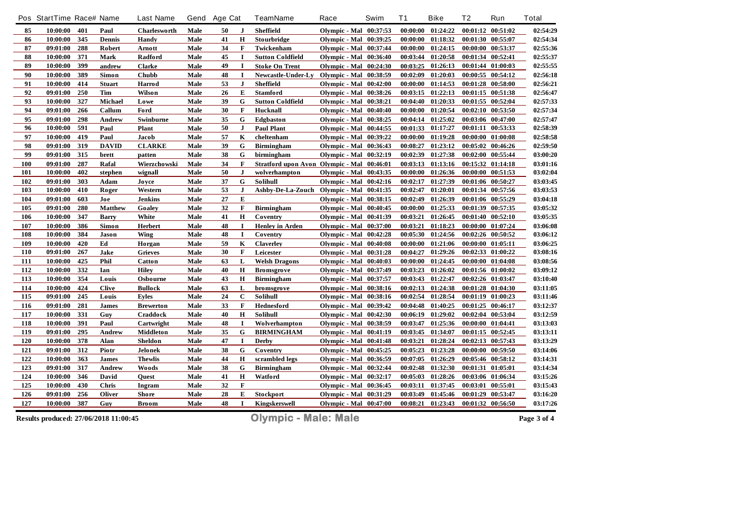| Pos | StartTime | Race# | Name | Last Name | Gend | Age | Cat | TeamName | Race | Swim | T1 | Bike | T2 | Run | Total |
|---|---|---|---|---|---|---|---|---|---|---|---|---|---|---|---|
| 85 | 10:00:00 | 401 | Paul | Charlesworth | Male | 50 | J | Sheffield | Olympic - Mal | 00:37:53 | 00:00:00 | 01:24:22 | 00:01:12 | 00:51:02 | 02:54:29 |
| 86 | 10:00:00 | 345 | Dennis | Handy | Male | 41 | H | Stourbridge | Olympic - Mal | 00:39:25 | 00:00:00 | 01:18:32 | 00:01:30 | 00:55:07 | 02:54:34 |
| 87 | 09:01:00 | 288 | Robert | Arnott | Male | 34 | F | Twickenham | Olympic - Mal | 00:37:44 | 00:00:00 | 01:24:15 | 00:00:00 | 00:53:37 | 02:55:36 |
| 88 | 10:00:00 | 371 | Mark | Radford | Male | 45 | I | Sutton Coldfield | Olympic - Mal | 00:36:40 | 00:03:44 | 01:20:58 | 00:01:34 | 00:52:41 | 02:55:37 |
| 89 | 10:00:00 | 399 | andrew | Clarke | Male | 49 | I | Stoke On Trent | Olympic - Mal | 00:24:30 | 00:03:25 | 01:26:13 | 00:01:44 | 01:00:03 | 02:55:55 |
| 90 | 10:00:00 | 389 | Simon | Chubb | Male | 48 | I | Newcastle-Under-Ly | Olympic - Mal | 00:38:59 | 00:02:09 | 01:20:03 | 00:00:55 | 00:54:12 | 02:56:18 |
| 91 | 10:00:00 | 414 | Stuart | Harrod | Male | 53 | J | Sheffield | Olympic - Mal | 00:42:00 | 00:00:00 | 01:14:53 | 00:01:28 | 00:58:00 | 02:56:21 |
| 92 | 09:01:00 | 250 | Tim | Wilson | Male | 26 | E | Stamford | Olympic - Mal | 00:38:26 | 00:03:15 | 01:22:13 | 00:01:15 | 00:51:38 | 02:56:47 |
| 93 | 10:00:00 | 327 | Michael | Lowe | Male | 39 | G | Sutton Coldfield | Olympic - Mal | 00:38:21 | 00:04:40 | 01:20:33 | 00:01:55 | 00:52:04 | 02:57:33 |
| 94 | 09:01:00 | 266 | Callum | Ford | Male | 30 | F | Hucknall | Olympic - Mal | 00:40:40 | 00:00:00 | 01:20:54 | 00:02:10 | 00:53:50 | 02:57:34 |
| 95 | 09:01:00 | 298 | Andrew | Swinburne | Male | 35 | G | Edgbaston | Olympic - Mal | 00:38:25 | 00:04:14 | 01:25:02 | 00:03:06 | 00:47:00 | 02:57:47 |
| 96 | 10:00:00 | 591 | Paul | Plant | Male | 50 | J | Paul Plant | Olympic - Mal | 00:44:55 | 00:01:33 | 01:17:27 | 00:01:11 | 00:53:33 | 02:58:39 |
| 97 | 10:00:00 | 419 | Paul | Jacob | Male | 57 | K | cheltenham | Olympic - Mal | 00:39:22 | 00:00:00 | 01:19:28 | 00:00:00 | 01:00:08 | 02:58:58 |
| 98 | 09:01:00 | 319 | DAVID | CLARKE | Male | 39 | G | Birmingham | Olympic - Mal | 00:36:43 | 00:08:27 | 01:23:12 | 00:05:02 | 00:46:26 | 02:59:50 |
| 99 | 09:01:00 | 315 | brett | patten | Male | 38 | G | birmingham | Olympic - Mal | 00:32:19 | 00:02:39 | 01:27:38 | 00:02:00 | 00:55:44 | 03:00:20 |
| 100 | 09:01:00 | 287 | Rafal | Wierzchowski | Male | 34 | F | Stratford upon Avon | Olympic - Mal | 00:46:01 | 00:03:13 | 01:13:16 | 00:15:32 | 01:14:18 | 03:01:16 |
| 101 | 10:00:00 | 402 | stephen | wignall | Male | 50 | J | wolverhampton | Olympic - Mal | 00:43:35 | 00:00:00 | 01:26:36 | 00:00:00 | 00:51:53 | 03:02:04 |
| 102 | 09:01:00 | 303 | Adam | Joyce | Male | 37 | G | Solihull | Olympic - Mal | 00:42:16 | 00:02:17 | 01:27:39 | 00:01:06 | 00:50:27 | 03:03:45 |
| 103 | 10:00:00 | 410 | Roger | Western | Male | 53 | J | Ashby-De-La-Zouch | Olympic - Mal | 00:41:35 | 00:02:47 | 01:20:01 | 00:01:34 | 00:57:56 | 03:03:53 |
| 104 | 09:01:00 | 603 | Joe | Jenkins | Male | 27 | E | | Olympic - Mal | 00:38:15 | 00:02:49 | 01:26:39 | 00:01:06 | 00:55:29 | 03:04:18 |
| 105 | 09:01:00 | 280 | Matthew | Goaley | Male | 32 | F | Birmingham | Olympic - Mal | 00:40:45 | 00:00:00 | 01:25:33 | 00:01:39 | 00:57:35 | 03:05:32 |
| 106 | 10:00:00 | 347 | Barry | White | Male | 41 | H | Coventry | Olympic - Mal | 00:41:39 | 00:03:21 | 01:26:45 | 00:01:40 | 00:52:10 | 03:05:35 |
| 107 | 10:00:00 | 386 | Simon | Herbert | Male | 48 | I | Henley in Arden | Olympic - Mal | 00:37:00 | 00:03:21 | 01:18:23 | 00:00:00 | 01:07:24 | 03:06:08 |
| 108 | 10:00:00 | 384 | Jason | Wing | Male | 48 | I | Coventry | Olympic - Mal | 00:42:28 | 00:05:30 | 01:24:56 | 00:02:26 | 00:50:52 | 03:06:12 |
| 109 | 10:00:00 | 420 | Ed | Horgan | Male | 59 | K | Claverley | Olympic - Mal | 00:40:08 | 00:00:00 | 01:21:06 | 00:00:00 | 01:05:11 | 03:06:25 |
| 110 | 09:01:00 | 267 | Jake | Grieves | Male | 30 | F | Leicester | Olympic - Mal | 00:31:28 | 00:04:27 | 01:29:26 | 00:02:33 | 01:00:22 | 03:08:16 |
| 111 | 10:00:00 | 425 | Phil | Catton | Male | 63 | L | Welsh Dragons | Olympic - Mal | 00:40:03 | 00:00:00 | 01:24:45 | 00:00:00 | 01:04:08 | 03:08:56 |
| 112 | 10:00:00 | 332 | Ian | Hiley | Male | 40 | H | Bromsgrove | Olympic - Mal | 00:37:49 | 00:03:23 | 01:26:02 | 00:01:56 | 01:00:02 | 03:09:12 |
| 113 | 10:00:00 | 354 | Louis | Osbourne | Male | 43 | H | Birmingham | Olympic - Mal | 00:37:57 | 00:03:43 | 01:22:47 | 00:02:26 | 01:03:47 | 03:10:40 |
| 114 | 10:00:00 | 424 | Clive | Bullock | Male | 63 | L | bromsgrove | Olympic - Mal | 00:38:16 | 00:02:13 | 01:24:38 | 00:01:28 | 01:04:30 | 03:11:05 |
| 115 | 09:01:00 | 245 | Louis | Eyles | Male | 24 | C | Solihull | Olympic - Mal | 00:38:16 | 00:02:54 | 01:28:54 | 00:01:19 | 01:00:23 | 03:11:46 |
| 116 | 09:01:00 | 281 | James | Brewerton | Male | 33 | F | Hednesford | Olympic - Mal | 00:39:42 | 00:04:48 | 01:40:25 | 00:01:25 | 00:46:17 | 03:12:37 |
| 117 | 10:00:00 | 331 | Guy | Craddock | Male | 40 | H | Solihull | Olympic - Mal | 00:42:30 | 00:06:19 | 01:29:02 | 00:02:04 | 00:53:04 | 03:12:59 |
| 118 | 10:00:00 | 391 | Paul | Cartwright | Male | 48 | I | Wolverhampton | Olympic - Mal | 00:38:59 | 00:03:47 | 01:25:36 | 00:00:00 | 01:04:41 | 03:13:03 |
| 119 | 09:01:00 | 295 | Andrew | Middleton | Male | 35 | G | BIRMINGHAM | Olympic - Mal | 00:41:19 | 00:03:45 | 01:34:07 | 00:01:15 | 00:52:45 | 03:13:11 |
| 120 | 10:00:00 | 378 | Alan | Sheldon | Male | 47 | I | Derby | Olympic - Mal | 00:41:48 | 00:03:21 | 01:28:24 | 00:02:13 | 00:57:43 | 03:13:29 |
| 121 | 09:01:00 | 312 | Piotr | Jelonek | Male | 38 | G | Coventry | Olympic - Mal | 00:45:25 | 00:05:23 | 01:23:28 | 00:00:00 | 00:59:50 | 03:14:06 |
| 122 | 10:00:00 | 363 | James | Thewlis | Male | 44 | H | scrambled legs | Olympic - Mal | 00:36:59 | 00:07:05 | 01:26:29 | 00:05:46 | 00:58:12 | 03:14:31 |
| 123 | 09:01:00 | 317 | Andrew | Woods | Male | 38 | G | Birmingham | Olympic - Mal | 00:32:44 | 00:02:48 | 01:32:30 | 00:01:31 | 01:05:01 | 03:14:34 |
| 124 | 10:00:00 | 346 | David | Quest | Male | 41 | H | Watford | Olympic - Mal | 00:32:17 | 00:05:03 | 01:28:26 | 00:03:06 | 01:06:34 | 03:15:26 |
| 125 | 10:00:00 | 430 | Chris | Ingram | Male | 32 | F | | Olympic - Mal | 00:36:45 | 00:03:11 | 01:37:45 | 00:03:01 | 00:55:01 | 03:15:43 |
| 126 | 09:01:00 | 256 | Oliver | Shore | Male | 28 | E | Stockport | Olympic - Mal | 00:31:29 | 00:03:49 | 01:45:46 | 00:01:29 | 00:53:47 | 03:16:20 |
| 127 | 10:00:00 | 387 | Guy | Broom | Male | 48 | I | Kingskerswell | Olympic - Mal | 00:47:00 | 00:08:21 | 01:23:43 | 00:01:32 | 00:56:50 | 03:17:26 |

Results produced: 27/06/2018 11:00:45

**Olympic - Male: Male**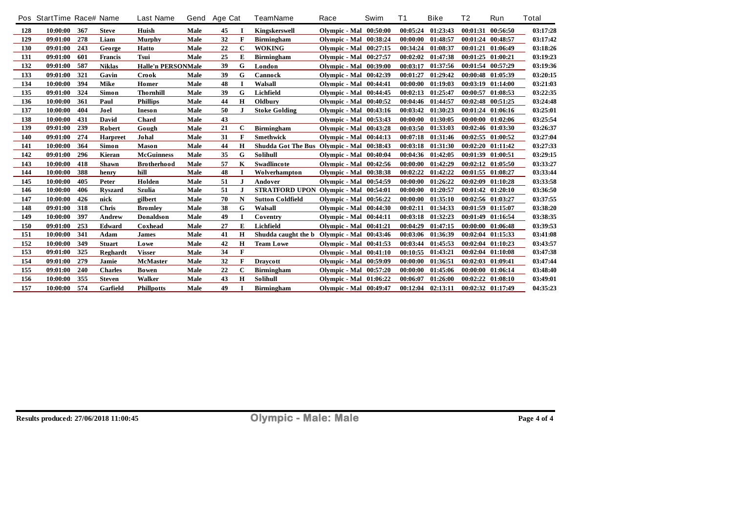| Pos | StartTime | Race# | Name | Last Name | Gend | Age | Cat | TeamName | Race | Swim | T1 | Bike | T2 | Run | Total |
|---|---|---|---|---|---|---|---|---|---|---|---|---|---|---|---|
| 128 | 10:00:00 | 367 | Steve | Huish | Male | 45 | I | Kingskerswell | Olympic - Mal | 00:50:00 | 00:05:24 | 01:23:43 | 00:01:31 | 00:56:50 | 03:17:28 |
| 129 | 09:01:00 | 278 | Liam | Murphy | Male | 32 | F | Birmingham | Olympic - Mal | 00:38:24 | 00:00:00 | 01:48:57 | 00:01:24 | 00:48:57 | 03:17:42 |
| 130 | 09:01:00 | 243 | George | Hatto | Male | 22 | C | WOKING | Olympic - Mal | 00:27:15 | 00:34:24 | 01:08:37 | 00:01:21 | 01:06:49 | 03:18:26 |
| 131 | 09:01:00 | 601 | Francis | Tsui | Male | 25 | E | Birmingham | Olympic - Mal | 00:27:57 | 00:02:02 | 01:47:38 | 00:01:25 | 01:00:21 | 03:19:23 |
| 132 | 09:01:00 | 587 | Niklas | Halle'n PERSON | Male | 39 | G | London | Olympic - Mal | 00:39:00 | 00:03:17 | 01:37:56 | 00:01:54 | 00:57:29 | 03:19:36 |
| 133 | 09:01:00 | 321 | Gavin | Crook | Male | 39 | G | Cannock | Olympic - Mal | 00:42:39 | 00:01:27 | 01:29:42 | 00:00:48 | 01:05:39 | 03:20:15 |
| 134 | 10:00:00 | 394 | Mike | Homer | Male | 48 | I | Walsall | Olympic - Mal | 00:44:41 | 00:00:00 | 01:19:03 | 00:03:19 | 01:14:00 | 03:21:03 |
| 135 | 09:01:00 | 324 | Simon | Thornhill | Male | 39 | G | Lichfield | Olympic - Mal | 00:44:45 | 00:02:13 | 01:25:47 | 00:00:57 | 01:08:53 | 03:22:35 |
| 136 | 10:00:00 | 361 | Paul | Phillips | Male | 44 | H | Oldbury | Olympic - Mal | 00:40:52 | 00:04:46 | 01:44:57 | 00:02:48 | 00:51:25 | 03:24:48 |
| 137 | 10:00:00 | 404 | Joel | Ineson | Male | 50 | J | Stoke Golding | Olympic - Mal | 00:43:16 | 00:03:42 | 01:30:23 | 00:01:24 | 01:06:16 | 03:25:01 |
| 138 | 10:00:00 | 431 | David | Chard | Male | 43 | | | Olympic - Mal | 00:53:43 | 00:00:00 | 01:30:05 | 00:00:00 | 01:02:06 | 03:25:54 |
| 139 | 09:01:00 | 239 | Robert | Gough | Male | 21 | C | Birmingham | Olympic - Mal | 00:43:28 | 00:03:50 | 01:33:03 | 00:02:46 | 01:03:30 | 03:26:37 |
| 140 | 09:01:00 | 274 | Harpreet | Johal | Male | 31 | F | Smethwick | Olympic - Mal | 00:44:13 | 00:07:18 | 01:31:46 | 00:02:55 | 01:00:52 | 03:27:04 |
| 141 | 10:00:00 | 364 | Simon | Mason | Male | 44 | H | Shudda Got The Bus | Olympic - Mal | 00:38:43 | 00:03:18 | 01:31:30 | 00:02:20 | 01:11:42 | 03:27:33 |
| 142 | 09:01:00 | 296 | Kieran | McGuinness | Male | 35 | G | Solihull | Olympic - Mal | 00:40:04 | 00:04:36 | 01:42:05 | 00:01:39 | 01:00:51 | 03:29:15 |
| 143 | 10:00:00 | 418 | Shawn | Brotherhood | Male | 57 | K | Swadlincote | Olympic - Mal | 00:42:56 | 00:00:00 | 01:42:29 | 00:02:12 | 01:05:50 | 03:33:27 |
| 144 | 10:00:00 | 388 | henry | hill | Male | 48 | I | Wolverhampton | Olympic - Mal | 00:38:38 | 00:02:22 | 01:42:22 | 00:01:55 | 01:08:27 | 03:33:44 |
| 145 | 10:00:00 | 405 | Peter | Holden | Male | 51 | J | Andover | Olympic - Mal | 00:54:59 | 00:00:00 | 01:26:22 | 00:02:09 | 01:10:28 | 03:33:58 |
| 146 | 10:00:00 | 406 | Ryszard | Szulia | Male | 51 | J | STRATFORD UPON | Olympic - Mal | 00:54:01 | 00:00:00 | 01:20:57 | 00:01:42 | 01:20:10 | 03:36:50 |
| 147 | 10:00:00 | 426 | nick | gilbert | Male | 70 | N | Sutton Coldfield | Olympic - Mal | 00:56:22 | 00:00:00 | 01:35:10 | 00:02:56 | 01:03:27 | 03:37:55 |
| 148 | 09:01:00 | 318 | Chris | Bromley | Male | 38 | G | Walsall | Olympic - Mal | 00:44:30 | 00:02:11 | 01:34:33 | 00:01:59 | 01:15:07 | 03:38:20 |
| 149 | 10:00:00 | 397 | Andrew | Donaldson | Male | 49 | I | Coventry | Olympic - Mal | 00:44:11 | 00:03:18 | 01:32:23 | 00:01:49 | 01:16:54 | 03:38:35 |
| 150 | 09:01:00 | 253 | Edward | Coxhead | Male | 27 | E | Lichfield | Olympic - Mal | 00:41:21 | 00:04:29 | 01:47:15 | 00:00:00 | 01:06:48 | 03:39:53 |
| 151 | 10:00:00 | 341 | Adam | James | Male | 41 | H | Shudda caught the b | Olympic - Mal | 00:43:46 | 00:03:06 | 01:36:39 | 00:02:04 | 01:15:33 | 03:41:08 |
| 152 | 10:00:00 | 349 | Stuart | Lowe | Male | 42 | H | Team Lowe | Olympic - Mal | 00:41:53 | 00:03:44 | 01:45:53 | 00:02:04 | 01:10:23 | 03:43:57 |
| 153 | 09:01:00 | 325 | Reghardt | Visser | Male | 34 | F | | Olympic - Mal | 00:41:10 | 00:10:55 | 01:43:21 | 00:02:04 | 01:10:08 | 03:47:38 |
| 154 | 09:01:00 | 279 | Jamie | McMaster | Male | 32 | F | Draycott | Olympic - Mal | 00:59:09 | 00:00:00 | 01:36:51 | 00:02:03 | 01:09:41 | 03:47:44 |
| 155 | 09:01:00 | 240 | Charles | Bowen | Male | 22 | C | Birmingham | Olympic - Mal | 00:57:20 | 00:00:00 | 01:45:06 | 00:00:00 | 01:06:14 | 03:48:40 |
| 156 | 10:00:00 | 355 | Steven | Walker | Male | 43 | H | Solihull | Olympic - Mal | 01:06:22 | 00:06:07 | 01:26:00 | 00:02:22 | 01:08:10 | 03:49:01 |
| 157 | 10:00:00 | 574 | Garfield | Phillpotts | Male | 49 | I | Birmingham | Olympic - Mal | 00:49:47 | 00:12:04 | 02:13:11 | 00:02:32 | 01:17:49 | 04:35:23 |

Results produced: 27/06/2018 11:00:45

**Olympic - Male: Male**